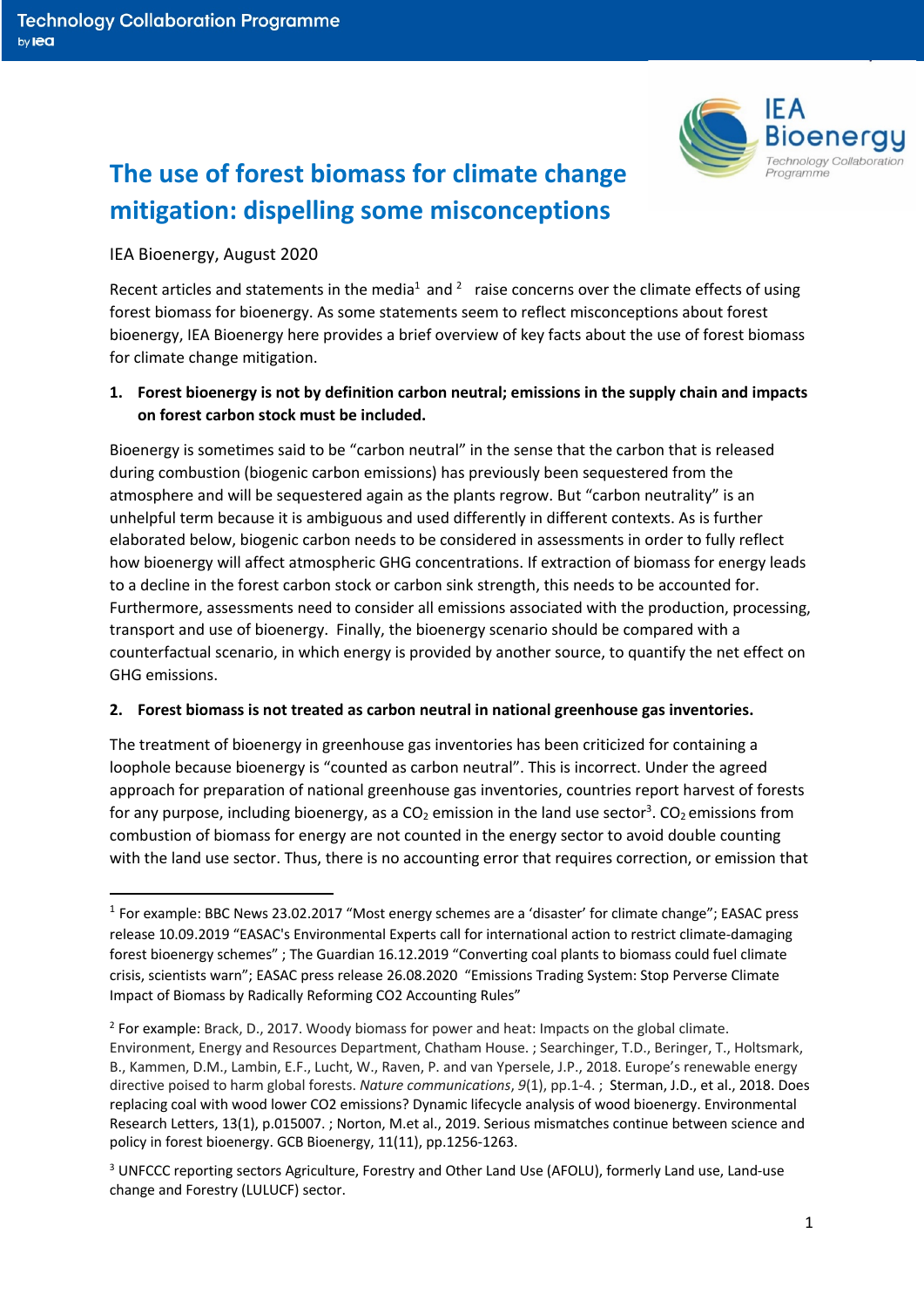# The use of forest biomass for climate change mitigation: dispelling some misconceptions

IEA Bioenergy, August 2020

Recent articles and statements in the media[1] and [2] raise concerns over the climate effects of using forest biomass for bioenergy. As some statements seem to reflect misconceptions about forest bioenergy, IEA Bioenergy here provides a brief overview of key facts about the use of forest biomass for climate change mitigation.

**1. Forest bioenergy is not by definition carbon neutral; emissions in the supply chain and impacts on forest carbon stock must be included.**

Bioenergy is sometimes said to be "carbon neutral" in the sense that the carbon that is released during combustion (biogenic carbon emissions) has previously been sequestered from the atmosphere and will be sequestered again as the plants regrow. But "carbon neutrality" is an unhelpful term because it is ambiguous and used differently in different contexts. As is further elaborated below, biogenic carbon needs to be considered in assessments in order to fully reflect how bioenergy will affect atmospheric GHG concentrations. If extraction of biomass for energy leads to a decline in the forest carbon stock or carbon sink strength, this needs to be accounted for. Furthermore, assessments need to consider all emissions associated with the production, processing, transport and use of bioenergy. Finally, the bioenergy scenario should be compared with a counterfactual scenario, in which energy is provided by another source, to quantify the net effect on GHG emissions.

**2. Forest biomass is not treated as carbon neutral in national greenhouse gas inventories.**

The treatment of bioenergy in greenhouse gas inventories has been criticized for containing a loophole because bioenergy is "counted as carbon neutral". This is incorrect. Under the agreed approach for preparation of national greenhouse gas inventories, countries report harvest of forests for any purpose, including bioenergy, as a $CO_2$ emission in the land use sector[3]. $CO_2$ emissions from combustion of biomass for energy are not counted in the energy sector to avoid double counting with the land use sector. Thus, there is no accounting error that requires correction, or emission that

---

[1] For example: BBC News 23.02.2017 "Most energy schemes are a 'disaster' for climate change"; EASAC press release 10.09.2019 "EASAC's Environmental Experts call for international action to restrict climate-damaging forest bioenergy schemes" ; The Guardian 16.12.2019 "Converting coal plants to biomass could fuel climate crisis, scientists warn"; EASAC press release 26.08.2020 "Emissions Trading System: Stop Perverse Climate Impact of Biomass by Radically Reforming CO2 Accounting Rules"

[2] For example: Brack, D., 2017. Woody biomass for power and heat: Impacts on the global climate. Environment, Energy and Resources Department, Chatham House. ; Searchinger, T.D., Beringer, T., Holtsmark, B., Kammen, D.M., Lambin, E.F., Lucht, W., Raven, P. and van Ypersele, J.P., 2018. Europe's renewable energy directive poised to harm global forests. *Nature communications*, *9*(1), pp.1-4. ; Sterman, J.D., et al., 2018. Does replacing coal with wood lower CO2 emissions? Dynamic lifecycle analysis of wood bioenergy. Environmental Research Letters, 13(1), p.015007. ; Norton, M.et al., 2019. Serious mismatches continue between science and policy in forest bioenergy. GCB Bioenergy, 11(11), pp.1256-1263.

[3] UNFCCC reporting sectors Agriculture, Forestry and Other Land Use (AFOLU), formerly Land use, Land-use change and Forestry (LULUCF) sector.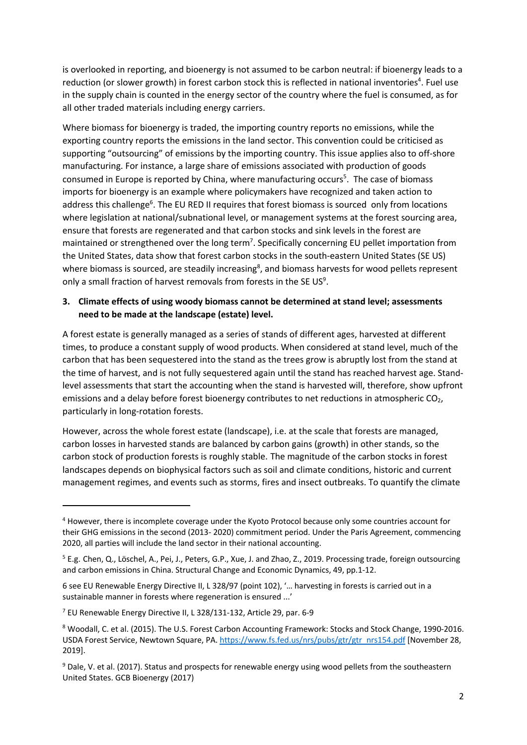is overlooked in reporting, and bioenergy is not assumed to be carbon neutral: if bioenergy leads to a reduction (or slower growth) in forest carbon stock this is reflected in national inventories[4]. Fuel use in the supply chain is counted in the energy sector of the country where the fuel is consumed, as for all other traded materials including energy carriers.

Where biomass for bioenergy is traded, the importing country reports no emissions, while the exporting country reports the emissions in the land sector. This convention could be criticised as supporting "outsourcing" of emissions by the importing country. This issue applies also to off-shore manufacturing. For instance, a large share of emissions associated with production of goods consumed in Europe is reported by China, where manufacturing occurs[5]. The case of biomass imports for bioenergy is an example where policymakers have recognized and taken action to address this challenge[6]. The EU RED II requires that forest biomass is sourced only from locations where legislation at national/subnational level, or management systems at the forest sourcing area, ensure that forests are regenerated and that carbon stocks and sink levels in the forest are maintained or strengthened over the long term[7]. Specifically concerning EU pellet importation from the United States, data show that forest carbon stocks in the south-eastern United States (SE US) where biomass is sourced, are steadily increasing[8], and biomass harvests for wood pellets represent only a small fraction of harvest removals from forests in the SE US[9].

## 3. Climate effects of using woody biomass cannot be determined at stand level; assessments need to be made at the landscape (estate) level.

A forest estate is generally managed as a series of stands of different ages, harvested at different times, to produce a constant supply of wood products. When considered at stand level, much of the carbon that has been sequestered into the stand as the trees grow is abruptly lost from the stand at the time of harvest, and is not fully sequestered again until the stand has reached harvest age. Stand-level assessments that start the accounting when the stand is harvested will, therefore, show upfront emissions and a delay before forest bioenergy contributes to net reductions in atmospheric $CO_2$, particularly in long-rotation forests.

However, across the whole forest estate (landscape), i.e. at the scale that forests are managed, carbon losses in harvested stands are balanced by carbon gains (growth) in other stands, so the carbon stock of production forests is roughly stable. The magnitude of the carbon stocks in forest landscapes depends on biophysical factors such as soil and climate conditions, historic and current management regimes, and events such as storms, fires and insect outbreaks. To quantify the climate

---

[4] However, there is incomplete coverage under the Kyoto Protocol because only some countries account for their GHG emissions in the second (2013- 2020) commitment period. Under the Paris Agreement, commencing 2020, all parties will include the land sector in their national accounting.

[5] E.g. Chen, Q., Löschel, A., Pei, J., Peters, G.P., Xue, J. and Zhao, Z., 2019. Processing trade, foreign outsourcing and carbon emissions in China. Structural Change and Economic Dynamics, 49, pp.1-12.

6 see EU Renewable Energy Directive II, L 328/97 (point 102), '… harvesting in forests is carried out in a sustainable manner in forests where regeneration is ensured ...'

[7] EU Renewable Energy Directive II, L 328/131-132, Article 29, par. 6-9

[8] Woodall, C. et al. (2015). The U.S. Forest Carbon Accounting Framework: Stocks and Stock Change, 1990-2016. USDA Forest Service, Newtown Square, PA. https://www.fs.fed.us/nrs/pubs/gtr/gtr_nrs154.pdf [November 28, 2019].

[9] Dale, V. et al. (2017). Status and prospects for renewable energy using wood pellets from the southeastern United States. GCB Bioenergy (2017)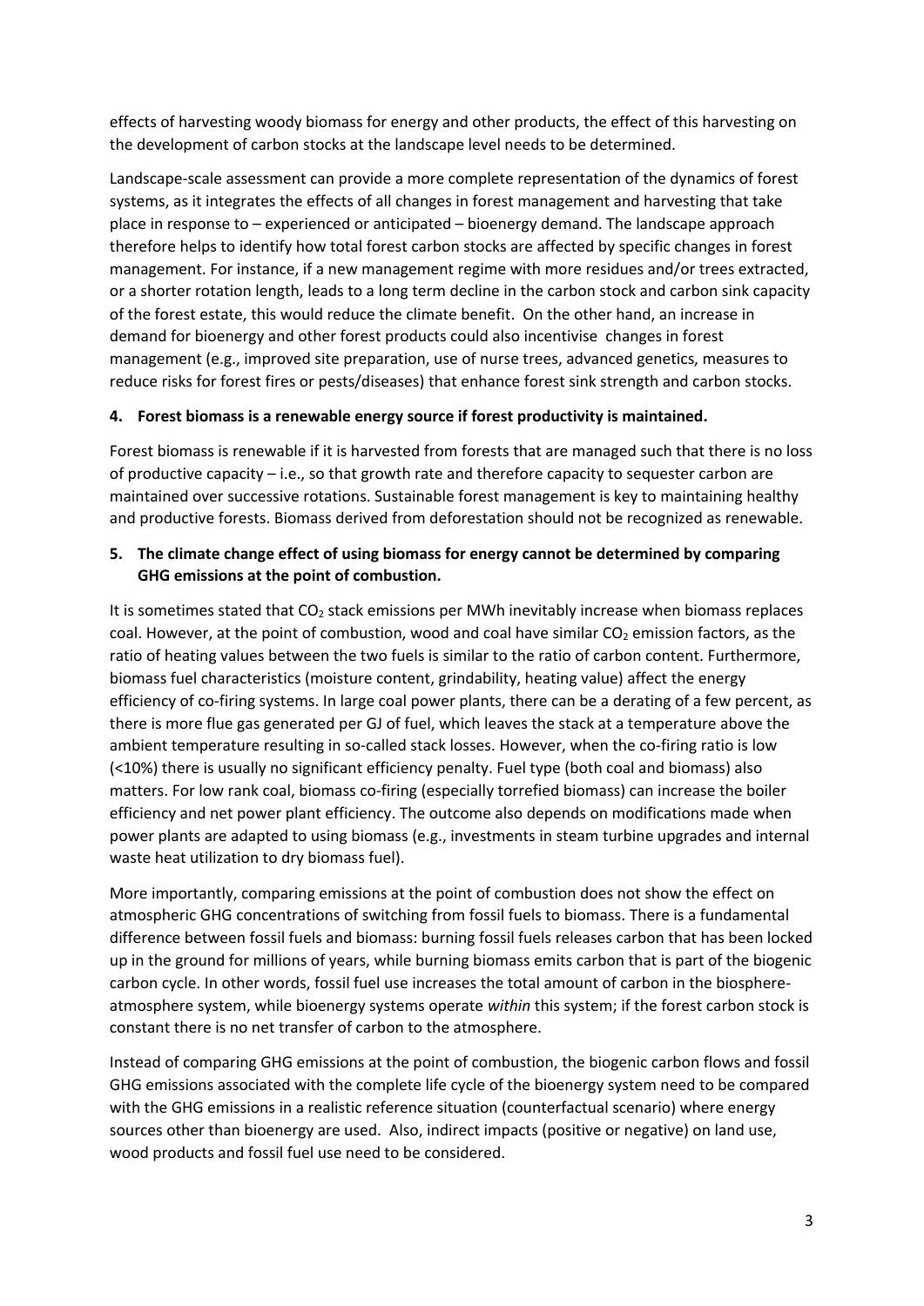effects of harvesting woody biomass for energy and other products, the effect of this harvesting on the development of carbon stocks at the landscape level needs to be determined.

Landscape-scale assessment can provide a more complete representation of the dynamics of forest systems, as it integrates the effects of all changes in forest management and harvesting that take place in response to – experienced or anticipated – bioenergy demand. The landscape approach therefore helps to identify how total forest carbon stocks are affected by specific changes in forest management. For instance, if a new management regime with more residues and/or trees extracted, or a shorter rotation length, leads to a long term decline in the carbon stock and carbon sink capacity of the forest estate, this would reduce the climate benefit. On the other hand, an increase in demand for bioenergy and other forest products could also incentivise changes in forest management (e.g., improved site preparation, use of nurse trees, advanced genetics, measures to reduce risks for forest fires or pests/diseases) that enhance forest sink strength and carbon stocks.

#### 4. Forest biomass is a renewable energy source if forest productivity is maintained.

Forest biomass is renewable if it is harvested from forests that are managed such that there is no loss of productive capacity – i.e., so that growth rate and therefore capacity to sequester carbon are maintained over successive rotations. Sustainable forest management is key to maintaining healthy and productive forests. Biomass derived from deforestation should not be recognized as renewable.

#### 5. The climate change effect of using biomass for energy cannot be determined by comparing GHG emissions at the point of combustion.

It is sometimes stated that $CO_2$ stack emissions per MWh inevitably increase when biomass replaces coal. However, at the point of combustion, wood and coal have similar $CO_2$ emission factors, as the ratio of heating values between the two fuels is similar to the ratio of carbon content. Furthermore, biomass fuel characteristics (moisture content, grindability, heating value) affect the energy efficiency of co-firing systems. In large coal power plants, there can be a derating of a few percent, as there is more flue gas generated per GJ of fuel, which leaves the stack at a temperature above the ambient temperature resulting in so-called stack losses. However, when the co-firing ratio is low (<10%) there is usually no significant efficiency penalty. Fuel type (both coal and biomass) also matters. For low rank coal, biomass co-firing (especially torrefied biomass) can increase the boiler efficiency and net power plant efficiency. The outcome also depends on modifications made when power plants are adapted to using biomass (e.g., investments in steam turbine upgrades and internal waste heat utilization to dry biomass fuel).

More importantly, comparing emissions at the point of combustion does not show the effect on atmospheric GHG concentrations of switching from fossil fuels to biomass. There is a fundamental difference between fossil fuels and biomass: burning fossil fuels releases carbon that has been locked up in the ground for millions of years, while burning biomass emits carbon that is part of the biogenic carbon cycle. In other words, fossil fuel use increases the total amount of carbon in the biosphere-atmosphere system, while bioenergy systems operate *within* this system; if the forest carbon stock is constant there is no net transfer of carbon to the atmosphere.

Instead of comparing GHG emissions at the point of combustion, the biogenic carbon flows and fossil GHG emissions associated with the complete life cycle of the bioenergy system need to be compared with the GHG emissions in a realistic reference situation (counterfactual scenario) where energy sources other than bioenergy are used. Also, indirect impacts (positive or negative) on land use, wood products and fossil fuel use need to be considered.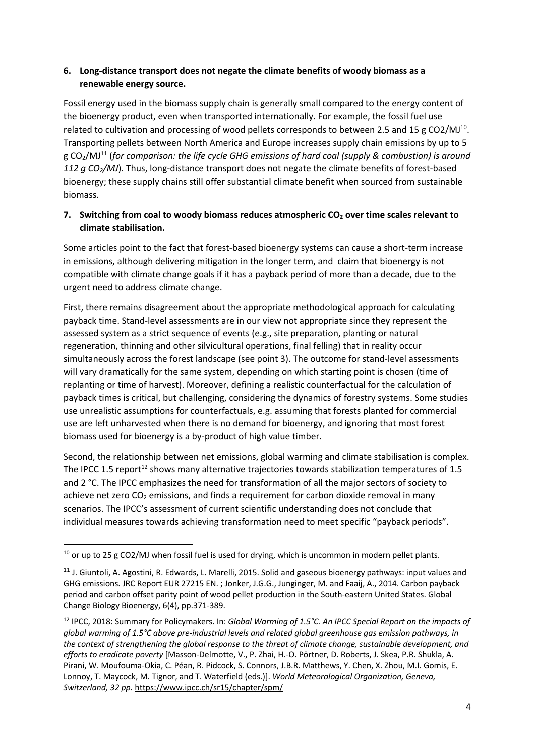**6. Long-distance transport does not negate the climate benefits of woody biomass as a renewable energy source.**

Fossil energy used in the biomass supply chain is generally small compared to the energy content of the bioenergy product, even when transported internationally. For example, the fossil fuel use related to cultivation and processing of wood pellets corresponds to between 2.5 and 15 g $CO_2$/MJ[10]. Transporting pellets between North America and Europe increases supply chain emissions by up to 5 g $CO_2$/MJ[11] (*for comparison: the life cycle GHG emissions of hard coal (supply & combustion) is around 112 g $CO_2$/MJ*). Thus, long-distance transport does not negate the climate benefits of forest-based bioenergy; these supply chains still offer substantial climate benefit when sourced from sustainable biomass.

**7. Switching from coal to woody biomass reduces atmospheric $CO_2$ over time scales relevant to climate stabilisation.**

Some articles point to the fact that forest-based bioenergy systems can cause a short-term increase in emissions, although delivering mitigation in the longer term, and claim that bioenergy is not compatible with climate change goals if it has a payback period of more than a decade, due to the urgent need to address climate change.

First, there remains disagreement about the appropriate methodological approach for calculating payback time. Stand-level assessments are in our view not appropriate since they represent the assessed system as a strict sequence of events (e.g., site preparation, planting or natural regeneration, thinning and other silvicultural operations, final felling) that in reality occur simultaneously across the forest landscape (see point 3). The outcome for stand-level assessments will vary dramatically for the same system, depending on which starting point is chosen (time of replanting or time of harvest). Moreover, defining a realistic counterfactual for the calculation of payback times is critical, but challenging, considering the dynamics of forestry systems. Some studies use unrealistic assumptions for counterfactuals, e.g. assuming that forests planted for commercial use are left unharvested when there is no demand for bioenergy, and ignoring that most forest biomass used for bioenergy is a by-product of high value timber.

Second, the relationship between net emissions, global warming and climate stabilisation is complex. The IPCC 1.5 report[12] shows many alternative trajectories towards stabilization temperatures of 1.5 and 2 °C. The IPCC emphasizes the need for transformation of all the major sectors of society to achieve net zero $CO_2$ emissions, and finds a requirement for carbon dioxide removal in many scenarios. The IPCC's assessment of current scientific understanding does not conclude that individual measures towards achieving transformation need to meet specific "payback periods".

---

[10] or up to 25 g $CO_2$/MJ when fossil fuel is used for drying, which is uncommon in modern pellet plants.

[11] J. Giuntoli, A. Agostini, R. Edwards, L. Marelli, 2015. Solid and gaseous bioenergy pathways: input values and GHG emissions. JRC Report EUR 27215 EN. ; Jonker, J.G.G., Junginger, M. and Faaij, A., 2014. Carbon payback period and carbon offset parity point of wood pellet production in the South-eastern United States. Global Change Biology Bioenergy, 6(4), pp.371-389.

[12] IPCC, 2018: Summary for Policymakers. In: *Global Warming of 1.5°C. An IPCC Special Report on the impacts of global warming of 1.5°C above pre-industrial levels and related global greenhouse gas emission pathways, in the context of strengthening the global response to the threat of climate change, sustainable development, and efforts to eradicate poverty* [Masson-Delmotte, V., P. Zhai, H.-O. Pörtner, D. Roberts, J. Skea, P.R. Shukla, A. Pirani, W. Moufouma-Okia, C. Péan, R. Pidcock, S. Connors, J.B.R. Matthews, Y. Chen, X. Zhou, M.I. Gomis, E. Lonnoy, T. Maycock, M. Tignor, and T. Waterfield (eds.)]. *World Meteorological Organization, Geneva, Switzerland, 32 pp.* https://www.ipcc.ch/sr15/chapter/spm/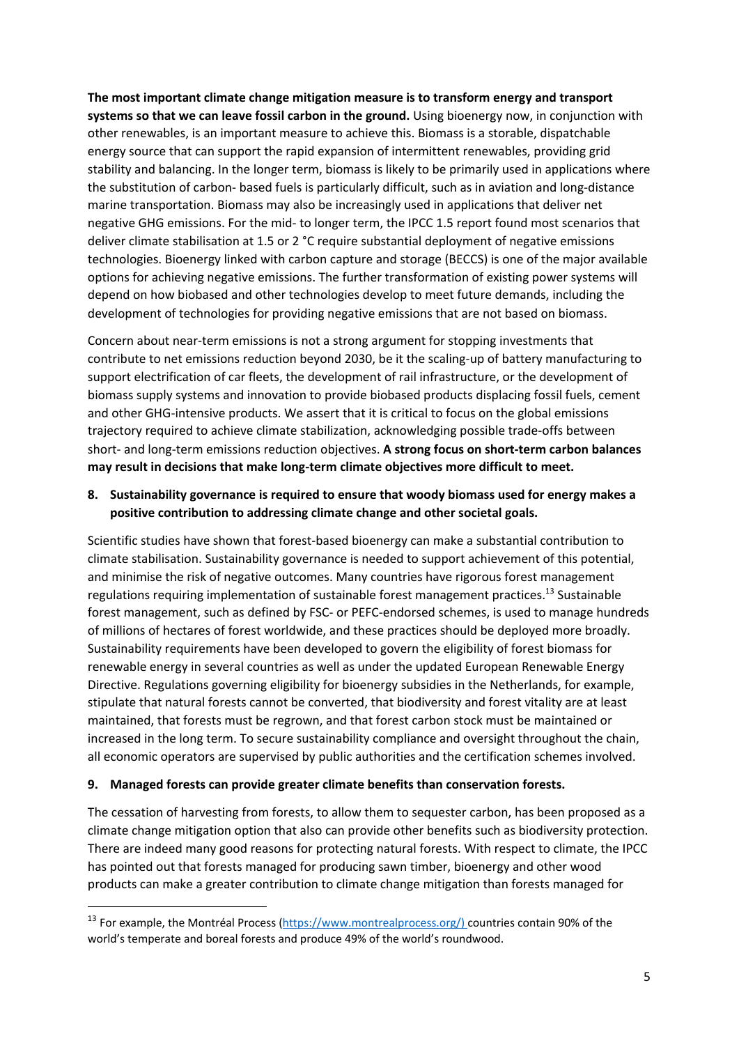**The most important climate change mitigation measure is to transform energy and transport systems so that we can leave fossil carbon in the ground.** Using bioenergy now, in conjunction with other renewables, is an important measure to achieve this. Biomass is a storable, dispatchable energy source that can support the rapid expansion of intermittent renewables, providing grid stability and balancing. In the longer term, biomass is likely to be primarily used in applications where the substitution of carbon- based fuels is particularly difficult, such as in aviation and long-distance marine transportation. Biomass may also be increasingly used in applications that deliver net negative GHG emissions. For the mid- to longer term, the IPCC 1.5 report found most scenarios that deliver climate stabilisation at 1.5 or 2 °C require substantial deployment of negative emissions technologies. Bioenergy linked with carbon capture and storage (BECCS) is one of the major available options for achieving negative emissions. The further transformation of existing power systems will depend on how biobased and other technologies develop to meet future demands, including the development of technologies for providing negative emissions that are not based on biomass.

Concern about near-term emissions is not a strong argument for stopping investments that contribute to net emissions reduction beyond 2030, be it the scaling-up of battery manufacturing to support electrification of car fleets, the development of rail infrastructure, or the development of biomass supply systems and innovation to provide biobased products displacing fossil fuels, cement and other GHG-intensive products. We assert that it is critical to focus on the global emissions trajectory required to achieve climate stabilization, acknowledging possible trade-offs between short- and long-term emissions reduction objectives. **A strong focus on short-term carbon balances may result in decisions that make long-term climate objectives more difficult to meet.**

**8. Sustainability governance is required to ensure that woody biomass used for energy makes a positive contribution to addressing climate change and other societal goals.**

Scientific studies have shown that forest-based bioenergy can make a substantial contribution to climate stabilisation. Sustainability governance is needed to support achievement of this potential, and minimise the risk of negative outcomes. Many countries have rigorous forest management regulations requiring implementation of sustainable forest management practices.[13] Sustainable forest management, such as defined by FSC- or PEFC-endorsed schemes, is used to manage hundreds of millions of hectares of forest worldwide, and these practices should be deployed more broadly. Sustainability requirements have been developed to govern the eligibility of forest biomass for renewable energy in several countries as well as under the updated European Renewable Energy Directive. Regulations governing eligibility for bioenergy subsidies in the Netherlands, for example, stipulate that natural forests cannot be converted, that biodiversity and forest vitality are at least maintained, that forests must be regrown, and that forest carbon stock must be maintained or increased in the long term. To secure sustainability compliance and oversight throughout the chain, all economic operators are supervised by public authorities and the certification schemes involved.

**9. Managed forests can provide greater climate benefits than conservation forests.**

The cessation of harvesting from forests, to allow them to sequester carbon, has been proposed as a climate change mitigation option that also can provide other benefits such as biodiversity protection. There are indeed many good reasons for protecting natural forests. With respect to climate, the IPCC has pointed out that forests managed for producing sawn timber, bioenergy and other wood products can make a greater contribution to climate change mitigation than forests managed for

---

[13] For example, the Montréal Process (https://www.montrealprocess.org/) countries contain 90% of the world's temperate and boreal forests and produce 49% of the world's roundwood.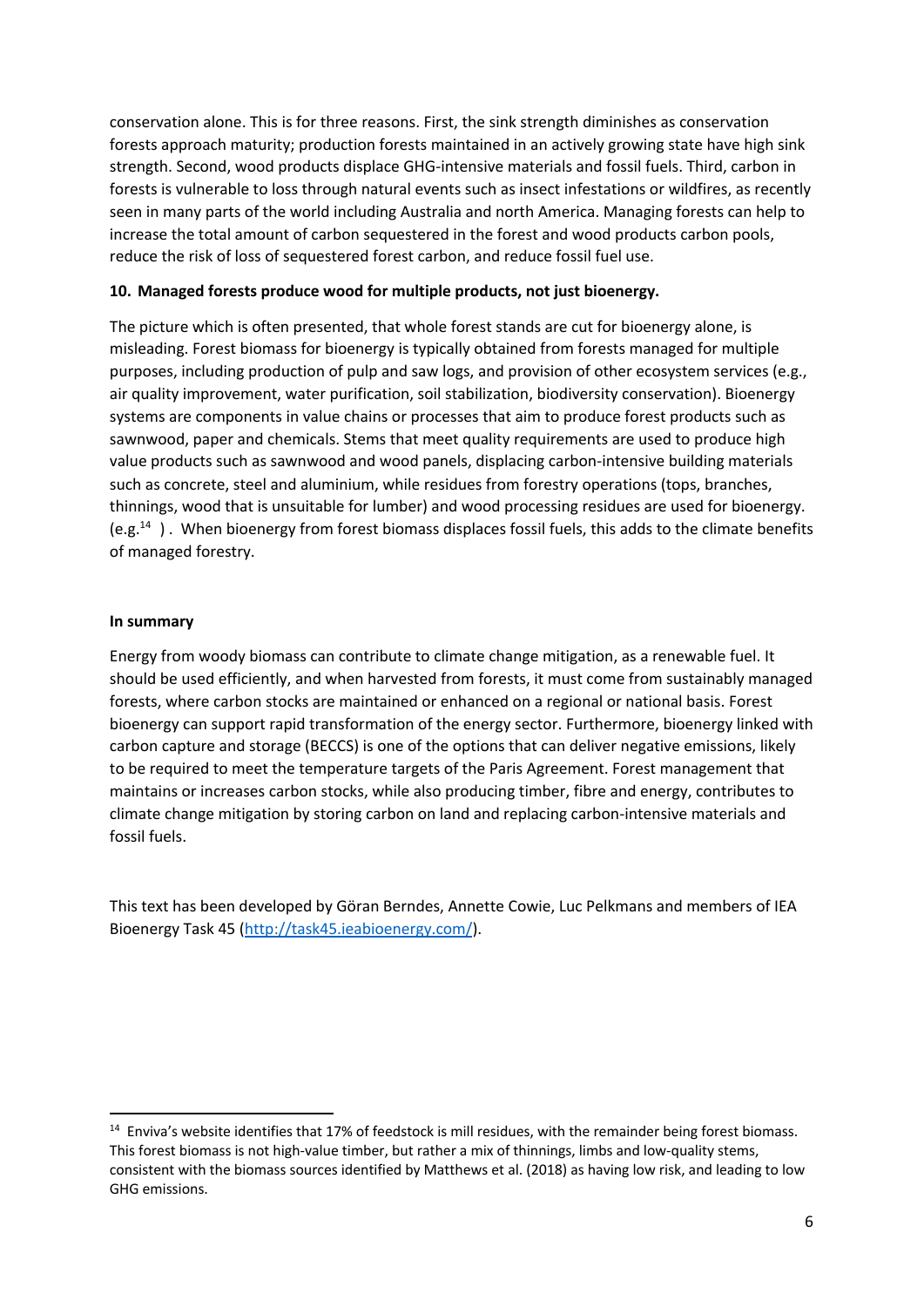conservation alone. This is for three reasons. First, the sink strength diminishes as conservation forests approach maturity; production forests maintained in an actively growing state have high sink strength. Second, wood products displace GHG-intensive materials and fossil fuels. Third, carbon in forests is vulnerable to loss through natural events such as insect infestations or wildfires, as recently seen in many parts of the world including Australia and north America. Managing forests can help to increase the total amount of carbon sequestered in the forest and wood products carbon pools, reduce the risk of loss of sequestered forest carbon, and reduce fossil fuel use.

**10. Managed forests produce wood for multiple products, not just bioenergy.**

The picture which is often presented, that whole forest stands are cut for bioenergy alone, is misleading. Forest biomass for bioenergy is typically obtained from forests managed for multiple purposes, including production of pulp and saw logs, and provision of other ecosystem services (e.g., air quality improvement, water purification, soil stabilization, biodiversity conservation). Bioenergy systems are components in value chains or processes that aim to produce forest products such as sawnwood, paper and chemicals. Stems that meet quality requirements are used to produce high value products such as sawnwood and wood panels, displacing carbon-intensive building materials such as concrete, steel and aluminium, while residues from forestry operations (tops, branches, thinnings, wood that is unsuitable for lumber) and wood processing residues are used for bioenergy. (e.g.[14] ) . When bioenergy from forest biomass displaces fossil fuels, this adds to the climate benefits of managed forestry.

**In summary**

Energy from woody biomass can contribute to climate change mitigation, as a renewable fuel. It should be used efficiently, and when harvested from forests, it must come from sustainably managed forests, where carbon stocks are maintained or enhanced on a regional or national basis. Forest bioenergy can support rapid transformation of the energy sector. Furthermore, bioenergy linked with carbon capture and storage (BECCS) is one of the options that can deliver negative emissions, likely to be required to meet the temperature targets of the Paris Agreement. Forest management that maintains or increases carbon stocks, while also producing timber, fibre and energy, contributes to climate change mitigation by storing carbon on land and replacing carbon-intensive materials and fossil fuels.

This text has been developed by Göran Berndes, Annette Cowie, Luc Pelkmans and members of IEA Bioenergy Task 45 (http://task45.ieabioenergy.com/).

---

[14] Enviva's website identifies that 17% of feedstock is mill residues, with the remainder being forest biomass. This forest biomass is not high-value timber, but rather a mix of thinnings, limbs and low-quality stems, consistent with the biomass sources identified by Matthews et al. (2018) as having low risk, and leading to low GHG emissions.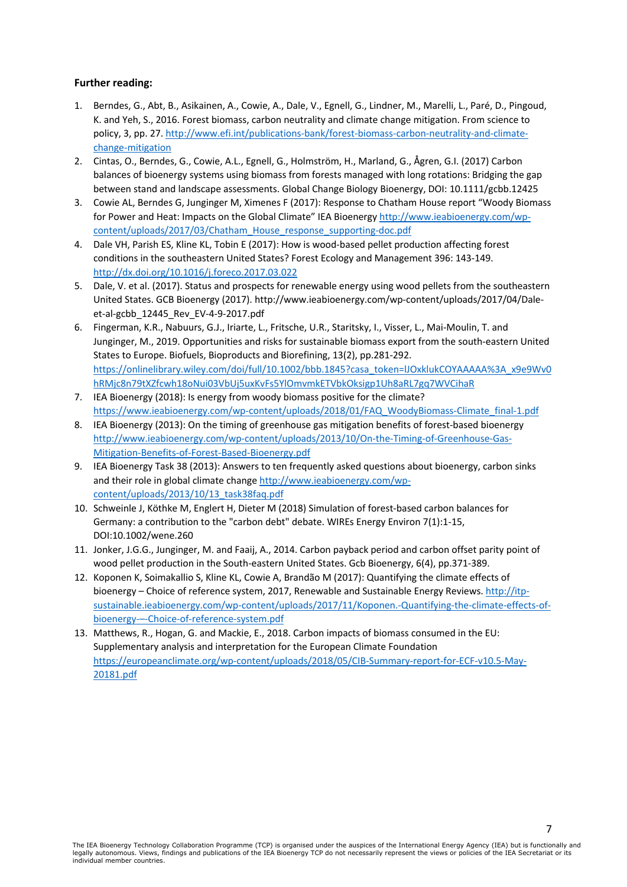**Further reading:**

1. Berndes, G., Abt, B., Asikainen, A., Cowie, A., Dale, V., Egnell, G., Lindner, M., Marelli, L., Paré, D., Pingoud, K. and Yeh, S., 2016. Forest biomass, carbon neutrality and climate change mitigation. From science to policy, 3, pp. 27. http://www.efi.int/publications-bank/forest-biomass-carbon-neutrality-and-climate-change-mitigation
2. Cintas, O., Berndes, G., Cowie, A.L., Egnell, G., Holmström, H., Marland, G., Ågren, G.I. (2017) Carbon balances of bioenergy systems using biomass from forests managed with long rotations: Bridging the gap between stand and landscape assessments. Global Change Biology Bioenergy, DOI: 10.1111/gcbb.12425
3. Cowie AL, Berndes G, Junginger M, Ximenes F (2017): Response to Chatham House report "Woody Biomass for Power and Heat: Impacts on the Global Climate" IEA Bioenergy http://www.ieabioenergy.com/wp-content/uploads/2017/03/Chatham_House_response_supporting-doc.pdf
4. Dale VH, Parish ES, Kline KL, Tobin E (2017): How is wood-based pellet production affecting forest conditions in the southeastern United States? Forest Ecology and Management 396: 143-149. http://dx.doi.org/10.1016/j.foreco.2017.03.022
5. Dale, V. et al. (2017). Status and prospects for renewable energy using wood pellets from the southeastern United States. GCB Bioenergy (2017). http://www.ieabioenergy.com/wp-content/uploads/2017/04/Dale-et-al-gcbb_12445_Rev_EV-4-9-2017.pdf
6. Fingerman, K.R., Nabuurs, G.J., Iriarte, L., Fritsche, U.R., Staritsky, I., Visser, L., Mai-Moulin, T. and Junginger, M., 2019. Opportunities and risks for sustainable biomass export from the south-eastern United States to Europe. Biofuels, Bioproducts and Biorefining, 13(2), pp.281-292. https://onlinelibrary.wiley.com/doi/full/10.1002/bbb.1845?casa_token=lJOxklukCOYAAAAA%3A_x9e9Wv0hRMjc8n79tXZfcwh18oNui03VbUj5uxKvFs5YlOmvmkETVbkOksigp1Uh8aRL7gq7WVCihaR
7. IEA Bioenergy (2018): Is energy from woody biomass positive for the climate? https://www.ieabioenergy.com/wp-content/uploads/2018/01/FAQ_WoodyBiomass-Climate_final-1.pdf
8. IEA Bioenergy (2013): On the timing of greenhouse gas mitigation benefits of forest-based bioenergy http://www.ieabioenergy.com/wp-content/uploads/2013/10/On-the-Timing-of-Greenhouse-Gas-Mitigation-Benefits-of-Forest-Based-Bioenergy.pdf
9. IEA Bioenergy Task 38 (2013): Answers to ten frequently asked questions about bioenergy, carbon sinks and their role in global climate change http://www.ieabioenergy.com/wp-content/uploads/2013/10/13_task38faq.pdf
10. Schweinle J, Köthke M, Englert H, Dieter M (2018) Simulation of forest-based carbon balances for Germany: a contribution to the "carbon debt" debate. WIREs Energy Environ 7(1):1-15, DOI:10.1002/wene.260
11. Jonker, J.G.G., Junginger, M. and Faaij, A., 2014. Carbon payback period and carbon offset parity point of wood pellet production in the South-eastern United States. Gcb Bioenergy, 6(4), pp.371-389.
12. Koponen K, Soimakallio S, Kline KL, Cowie A, Brandão M (2017): Quantifying the climate effects of bioenergy – Choice of reference system, 2017, Renewable and Sustainable Energy Reviews. http://itp-sustainable.ieabioenergy.com/wp-content/uploads/2017/11/Koponen.-Quantifying-the-climate-effects-of-bioenergy-–-Choice-of-reference-system.pdf
13. Matthews, R., Hogan, G. and Mackie, E., 2018. Carbon impacts of biomass consumed in the EU: Supplementary analysis and interpretation for the European Climate Foundation https://europeanclimate.org/wp-content/uploads/2018/05/CIB-Summary-report-for-ECF-v10.5-May-20181.pdf

The IEA Bioenergy Technology Collaboration Programme (TCP) is organised under the auspices of the International Energy Agency (IEA) but is functionally and legally autonomous. Views, findings and publications of the IEA Bioenergy TCP do not necessarily represent the views or policies of the IEA Secretariat or its individual member countries.